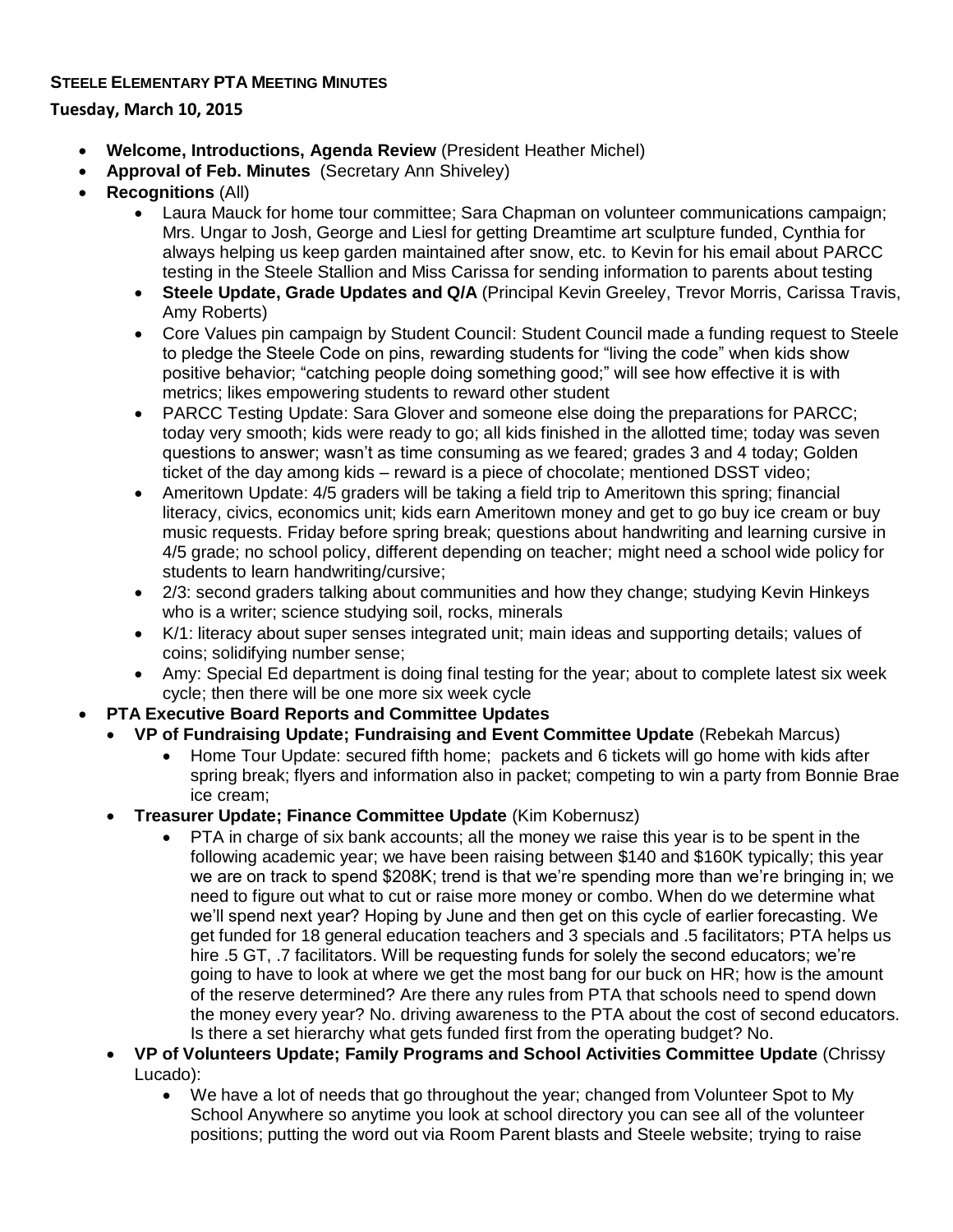**STEELE ELEMENTARY PTA MEETING MINUTES**

**Tuesday, March 10, 2015**

- **Welcome, Introductions, Agenda Review** (President Heather Michel)
- **Approval of Feb. Minutes** (Secretary Ann Shiveley)
- **Recognitions** (All)
    - Laura Mauck for home tour committee; Sara Chapman on volunteer communications campaign; Mrs. Ungar to Josh, George and Liesl for getting Dreamtime art sculpture funded, Cynthia for always helping us keep garden maintained after snow, etc. to Kevin for his email about PARCC testing in the Steele Stallion and Miss Carissa for sending information to parents about testing
    - **Steele Update, Grade Updates and Q/A** (Principal Kevin Greeley, Trevor Morris, Carissa Travis, Amy Roberts)
    - Core Values pin campaign by Student Council: Student Council made a funding request to Steele to pledge the Steele Code on pins, rewarding students for "living the code" when kids show positive behavior; "catching people doing something good;" will see how effective it is with metrics; likes empowering students to reward other student
    - PARCC Testing Update: Sara Glover and someone else doing the preparations for PARCC; today very smooth; kids were ready to go; all kids finished in the allotted time; today was seven questions to answer; wasn't as time consuming as we feared; grades 3 and 4 today; Golden ticket of the day among kids – reward is a piece of chocolate; mentioned DSST video;
    - Ameritown Update: 4/5 graders will be taking a field trip to Ameritown this spring; financial literacy, civics, economics unit; kids earn Ameritown money and get to go buy ice cream or buy music requests. Friday before spring break; questions about handwriting and learning cursive in 4/5 grade; no school policy, different depending on teacher; might need a school wide policy for students to learn handwriting/cursive;
    - 2/3: second graders talking about communities and how they change; studying Kevin Hinkeys who is a writer; science studying soil, rocks, minerals
    - K/1: literacy about super senses integrated unit; main ideas and supporting details; values of coins; solidifying number sense;
    - Amy: Special Ed department is doing final testing for the year; about to complete latest six week cycle; then there will be one more six week cycle
- **PTA Executive Board Reports and Committee Updates**
    - **VP of Fundraising Update; Fundraising and Event Committee Update** (Rebekah Marcus)
        - Home Tour Update: secured fifth home; packets and 6 tickets will go home with kids after spring break; flyers and information also in packet; competing to win a party from Bonnie Brae ice cream;
    - **Treasurer Update; Finance Committee Update** (Kim Kobernusz)
        - PTA in charge of six bank accounts; all the money we raise this year is to be spent in the following academic year; we have been raising between $140 and $160K typically; this year we are on track to spend $208K; trend is that we're spending more than we're bringing in; we need to figure out what to cut or raise more money or combo. When do we determine what we'll spend next year? Hoping by June and then get on this cycle of earlier forecasting. We get funded for 18 general education teachers and 3 specials and .5 facilitators; PTA helps us hire .5 GT, .7 facilitators. Will be requesting funds for solely the second educators; we're going to have to look at where we get the most bang for our buck on HR; how is the amount of the reserve determined? Are there any rules from PTA that schools need to spend down the money every year? No. driving awareness to the PTA about the cost of second educators. Is there a set hierarchy what gets funded first from the operating budget? No.
    - **VP of Volunteers Update; Family Programs and School Activities Committee Update** (Chrissy Lucado):
        - We have a lot of needs that go throughout the year; changed from Volunteer Spot to My School Anywhere so anytime you look at school directory you can see all of the volunteer positions; putting the word out via Room Parent blasts and Steele website; trying to raise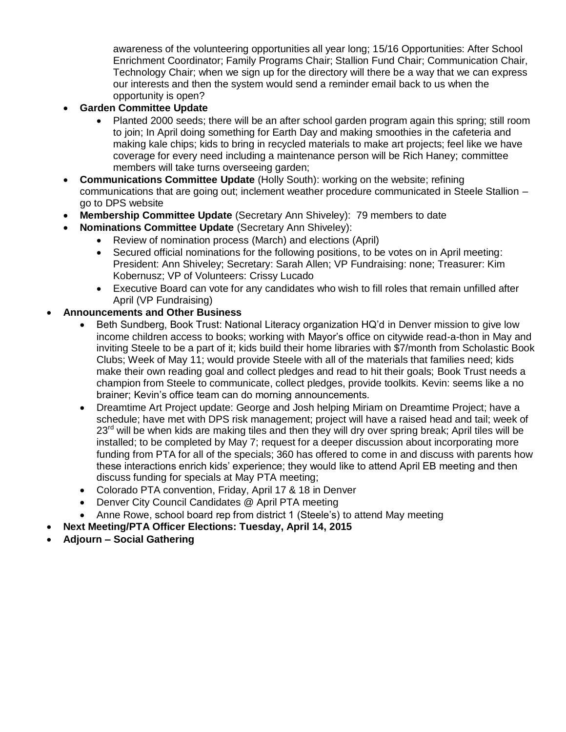awareness of the volunteering opportunities all year long; 15/16 Opportunities: After School Enrichment Coordinator; Family Programs Chair; Stallion Fund Chair; Communication Chair, Technology Chair; when we sign up for the directory will there be a way that we can express our interests and then the system would send a reminder email back to us when the opportunity is open?

- **Garden Committee Update**
  - Planted 2000 seeds; there will be an after school garden program again this spring; still room to join; In April doing something for Earth Day and making smoothies in the cafeteria and making kale chips; kids to bring in recycled materials to make art projects; feel like we have coverage for every need including a maintenance person will be Rich Haney; committee members will take turns overseeing garden;
- **Communications Committee Update** (Holly South): working on the website; refining communications that are going out; inclement weather procedure communicated in Steele Stallion – go to DPS website
- **Membership Committee Update** (Secretary Ann Shiveley): 79 members to date
- **Nominations Committee Update** (Secretary Ann Shiveley):
  - Review of nomination process (March) and elections (April)
  - Secured official nominations for the following positions, to be votes on in April meeting: President: Ann Shiveley; Secretary: Sarah Allen; VP Fundraising: none; Treasurer: Kim Kobernusz; VP of Volunteers: Crissy Lucado
  - Executive Board can vote for any candidates who wish to fill roles that remain unfilled after April (VP Fundraising)

- **Announcements and Other Business**
  - Beth Sundberg, Book Trust: National Literacy organization HQ'd in Denver mission to give low income children access to books; working with Mayor's office on citywide read-a-thon in May and inviting Steele to be a part of it; kids build their home libraries with $7/month from Scholastic Book Clubs; Week of May 11; would provide Steele with all of the materials that families need; kids make their own reading goal and collect pledges and read to hit their goals; Book Trust needs a champion from Steele to communicate, collect pledges, provide toolkits. Kevin: seems like a no brainer; Kevin's office team can do morning announcements.
  - Dreamtime Art Project update: George and Josh helping Miriam on Dreamtime Project; have a schedule; have met with DPS risk management; project will have a raised head and tail; week of 23rd will be when kids are making tiles and then they will dry over spring break; April tiles will be installed; to be completed by May 7; request for a deeper discussion about incorporating more funding from PTA for all of the specials; 360 has offered to come in and discuss with parents how these interactions enrich kids' experience; they would like to attend April EB meeting and then discuss funding for specials at May PTA meeting;
  - Colorado PTA convention, Friday, April 17 & 18 in Denver
  - Denver City Council Candidates @ April PTA meeting
  - Anne Rowe, school board rep from district 1 (Steele's) to attend May meeting

- **Next Meeting/PTA Officer Elections: Tuesday, April 14, 2015**
- **Adjourn – Social Gathering**